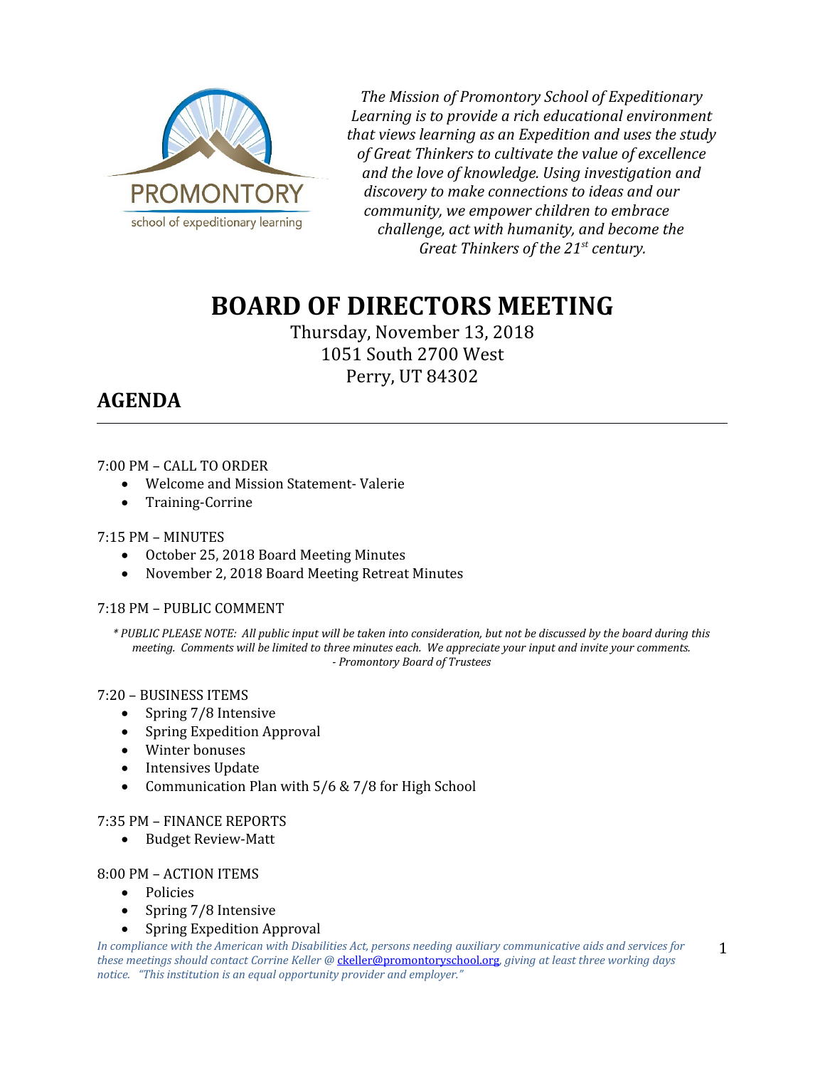PROMONTORY
school of expeditionary learning

*The Mission of Promontory School of Expeditionary Learning is to provide a rich educational environment that views learning as an Expedition and uses the study of Great Thinkers to cultivate the value of excellence and the love of knowledge. Using investigation and discovery to make connections to ideas and our community, we empower children to embrace challenge, act with humanity, and become the Great Thinkers of the 21st century.*

# BOARD OF DIRECTORS MEETING

Thursday, November 13, 2018
1051 South 2700 West
Perry, UT 84302

## AGENDA

7:00 PM – CALL TO ORDER

- Welcome and Mission Statement- Valerie
- Training-Corrine

7:15 PM – MINUTES

- October 25, 2018 Board Meeting Minutes
- November 2, 2018 Board Meeting Retreat Minutes

7:18 PM – PUBLIC COMMENT

*\* PUBLIC PLEASE NOTE: All public input will be taken into consideration, but not be discussed by the board during this meeting. Comments will be limited to three minutes each. We appreciate your input and invite your comments. - Promontory Board of Trustees*

7:20 – BUSINESS ITEMS

- Spring 7/8 Intensive
- Spring Expedition Approval
- Winter bonuses
- Intensives Update
- Communication Plan with 5/6 & 7/8 for High School

7:35 PM – FINANCE REPORTS

- Budget Review-Matt

8:00 PM – ACTION ITEMS

- Policies
- Spring 7/8 Intensive
- Spring Expedition Approval

*In compliance with the American with Disabilities Act, persons needing auxiliary communicative aids and services for these meetings should contact Corrine Keller @ ckeller@promontoryschool.org, giving at least three working days notice. "This institution is an equal opportunity provider and employer."*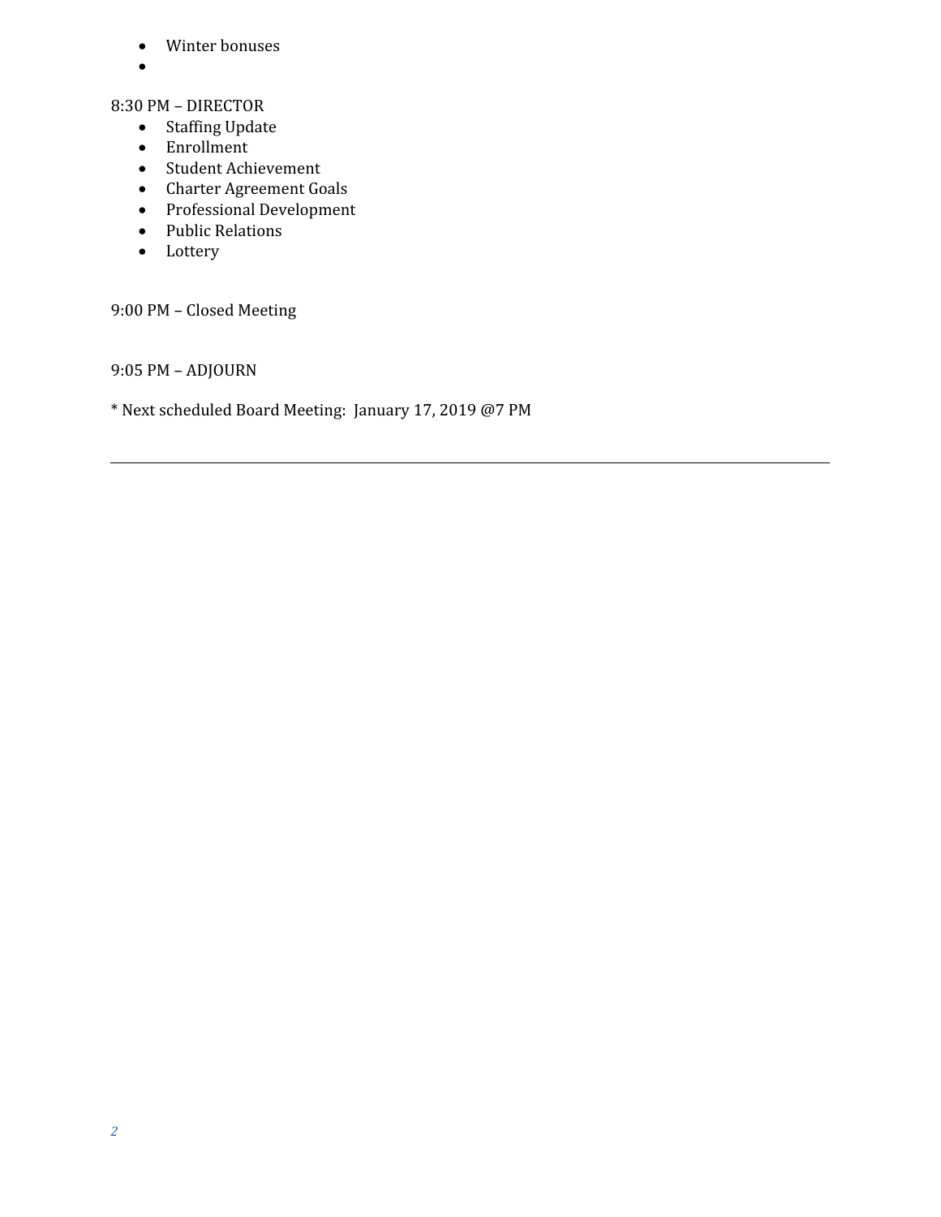- Winter bonuses
- 

8:30 PM – DIRECTOR

- Staffing Update
- Enrollment
- Student Achievement
- Charter Agreement Goals
- Professional Development
- Public Relations
- Lottery

9:00 PM – Closed Meeting

9:05 PM – ADJOURN

* Next scheduled Board Meeting: January 17, 2019 @7 PM

---